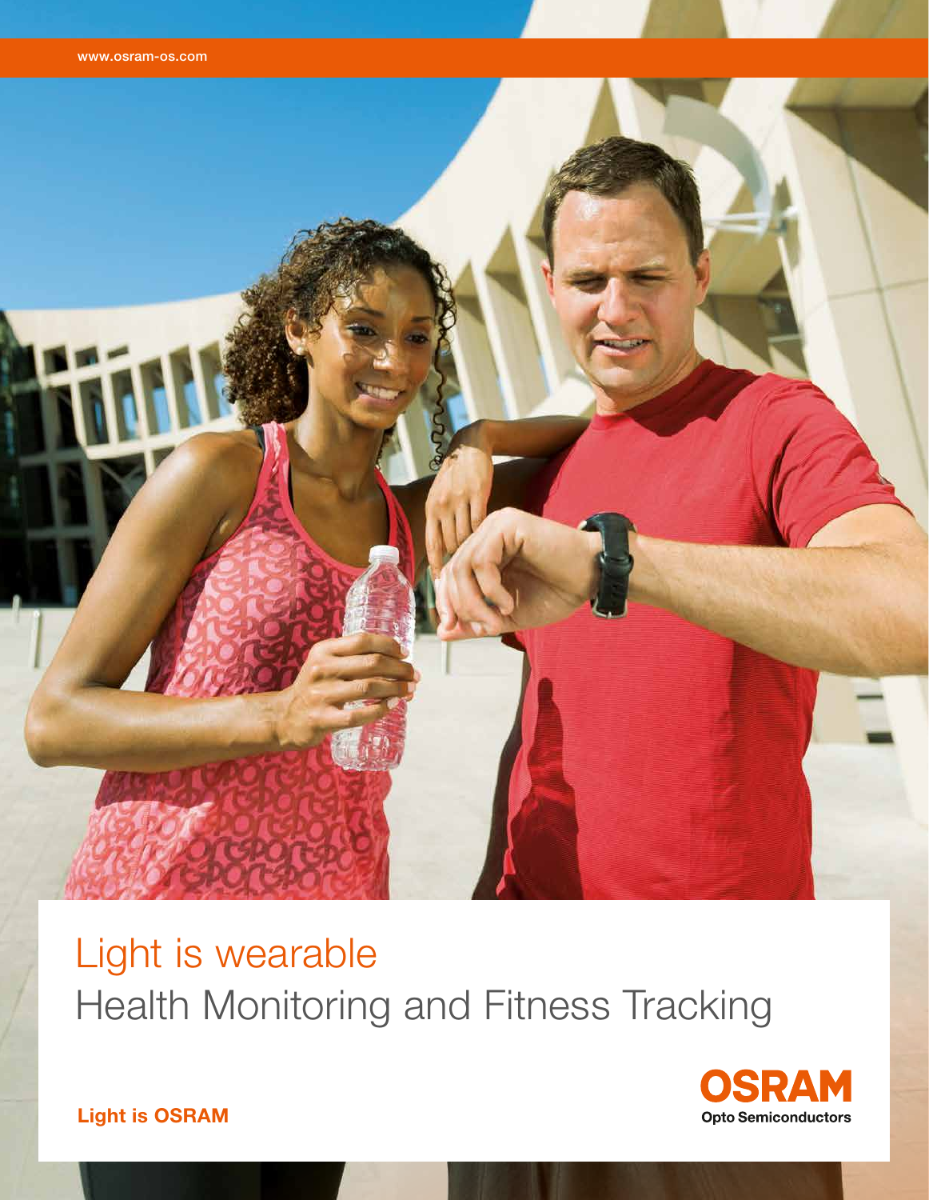www.osram-os.com

# Light is wearable

## Health Monitoring and Fitness Tracking

**Light is OSRAM**

OSRAM
Opto Semiconductors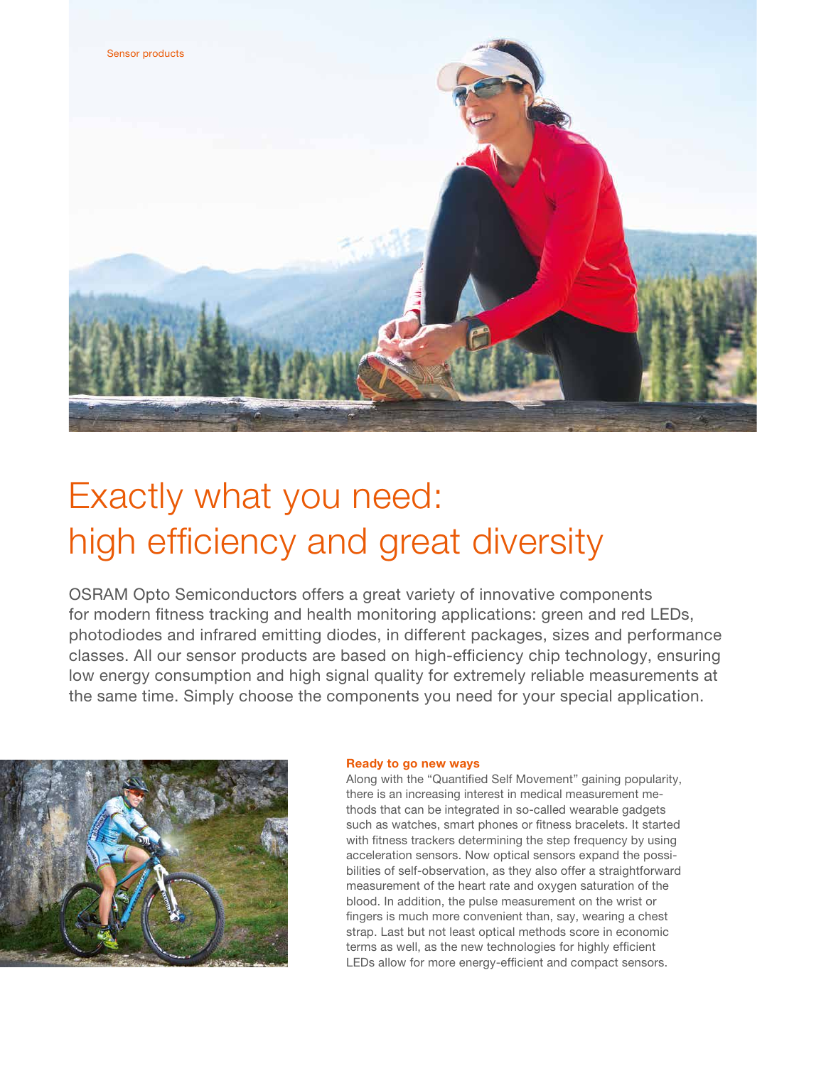# Exactly what you need: high efficiency and great diversity

OSRAM Opto Semiconductors offers a great variety of innovative components for modern fitness tracking and health monitoring applications: green and red LEDs, photodiodes and infrared emitting diodes, in different packages, sizes and performance classes. All our sensor products are based on high-efficiency chip technology, ensuring low energy consumption and high signal quality for extremely reliable measurements at the same time. Simply choose the components you need for your special application.

**Ready to go new ways**

Along with the "Quantified Self Movement" gaining popularity, there is an increasing interest in medical measurement methods that can be integrated in so-called wearable gadgets such as watches, smart phones or fitness bracelets. It started with fitness trackers determining the step frequency by using acceleration sensors. Now optical sensors expand the possibilities of self-observation, as they also offer a straightforward measurement of the heart rate and oxygen saturation of the blood. In addition, the pulse measurement on the wrist or fingers is much more convenient than, say, wearing a chest strap. Last but not least optical methods score in economic terms as well, as the new technologies for highly efficient LEDs allow for more energy-efficient and compact sensors.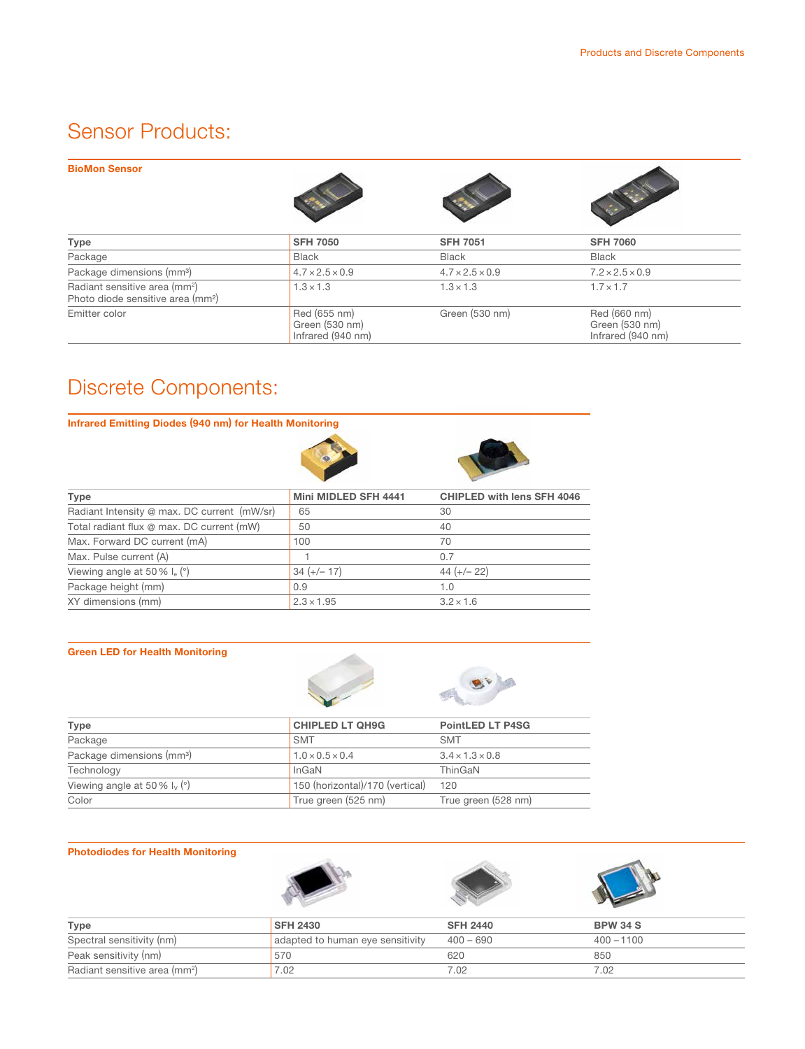# Sensor Products:

### BioMon Sensor

| Type | SFH 7050 | SFH 7051 | SFH 7060 |
|---|---|---|---|
| Package | Black | Black | Black |
| Package dimensions (mm³) | 4.7 × 2.5 × 0.9 | 4.7 × 2.5 × 0.9 | 7.2 × 2.5 × 0.9 |
| Radiant sensitive area (mm²) Photo diode sensitive area (mm²) | 1.3 × 1.3 | 1.3 × 1.3 | 1.7 × 1.7 |
| Emitter color | Red (655 nm) Green (530 nm) Infrared (940 nm) | Green (530 nm) | Red (660 nm) Green (530 nm) Infrared (940 nm) |

# Discrete Components:

### Infrared Emitting Diodes (940 nm) for Health Monitoring

| Type | Mini MIDLED SFH 4441 | CHIPLED with lens SFH 4046 |
|---|---|---|
| Radiant Intensity @ max. DC current (mW/sr) | 65 | 30 |
| Total radiant flux @ max. DC current (mW) | 50 | 40 |
| Max. Forward DC current (mA) | 100 | 70 |
| Max. Pulse current (A) | 1 | 0.7 |
| Viewing angle at 50 % $I_e$ (°) | 34 (+/– 17) | 44 (+/– 22) |
| Package height (mm) | 0.9 | 1.0 |
| XY dimensions (mm) | 2.3 × 1.95 | 3.2 × 1.6 |

### Green LED for Health Monitoring

| Type | CHIPLED LT QH9G | PointLED LT P4SG |
|---|---|---|
| Package | SMT | SMT |
| Package dimensions (mm³) | 1.0 × 0.5 × 0.4 | 3.4 × 1.3 × 0.8 |
| Technology | InGaN | ThinGaN |
| Viewing angle at 50 % $I_v$ (°) | 150 (horizontal)/170 (vertical) | 120 |
| Color | True green (525 nm) | True green (528 nm) |

### Photodiodes for Health Monitoring

| Type | SFH 2430 | SFH 2440 | BPW 34 S |
|---|---|---|---|
| Spectral sensitivity (nm) | adapted to human eye sensitivity | 400 – 690 | 400 – 1100 |
| Peak sensitivity (nm) | 570 | 620 | 850 |
| Radiant sensitive area (mm²) | 7.02 | 7.02 | 7.02 |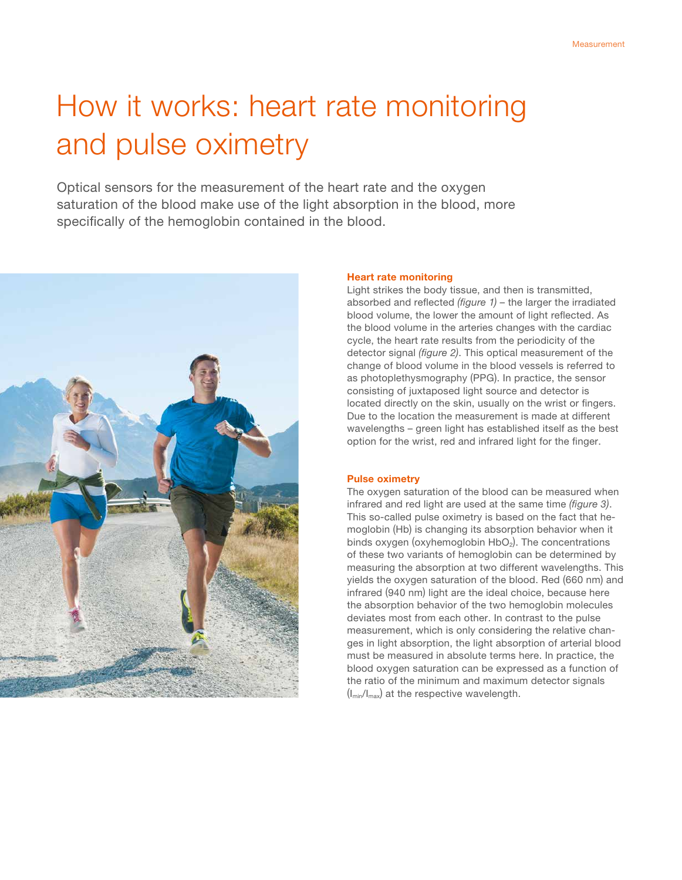# How it works: heart rate monitoring and pulse oximetry

Optical sensors for the measurement of the heart rate and the oxygen saturation of the blood make use of the light absorption in the blood, more specifically of the hemoglobin contained in the blood.

### Heart rate monitoring

Light strikes the body tissue, and then is transmitted, absorbed and reflected *(figure 1)* – the larger the irradiated blood volume, the lower the amount of light reflected. As the blood volume in the arteries changes with the cardiac cycle, the heart rate results from the periodicity of the detector signal *(figure 2)*. This optical measurement of the change of blood volume in the blood vessels is referred to as photoplethysmography (PPG). In practice, the sensor consisting of juxtaposed light source and detector is located directly on the skin, usually on the wrist or fingers. Due to the location the measurement is made at different wavelengths – green light has established itself as the best option for the wrist, red and infrared light for the finger.

### Pulse oximetry

The oxygen saturation of the blood can be measured when infrared and red light are used at the same time *(figure 3)*. This so-called pulse oximetry is based on the fact that hemoglobin (Hb) is changing its absorption behavior when it binds oxygen (oxyhemoglobin $HbO_2$). The concentrations of these two variants of hemoglobin can be determined by measuring the absorption at two different wavelengths. This yields the oxygen saturation of the blood. Red (660 nm) and infrared (940 nm) light are the ideal choice, because here the absorption behavior of the two hemoglobin molecules deviates most from each other. In contrast to the pulse measurement, which is only considering the relative changes in light absorption, the light absorption of arterial blood must be measured in absolute terms here. In practice, the blood oxygen saturation can be expressed as a function of the ratio of the minimum and maximum detector signals ($I_{min}/I_{max}$) at the respective wavelength.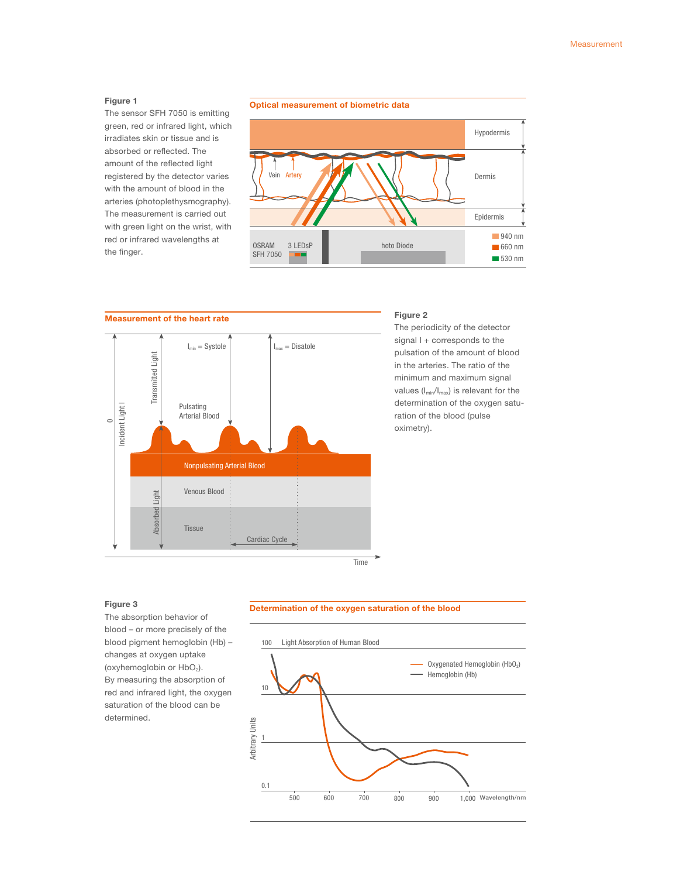**Figure 1**

The sensor SFH 7050 is emitting green, red or infrared light, which irradiates skin or tissue and is absorbed or reflected. The amount of the reflected light registered by the detector varies with the amount of blood in the arteries (photoplethysmography). The measurement is carried out with green light on the wrist, with red or infrared wavelengths at the finger.

**Optical measurement of biometric data**

Hypodermis

Dermis

Epidermis

Vein Artery

OSRAM SFH 7050 3 LEDsP hoto Diode

940 nm
660 nm
530 nm

**Measurement of the heart rate**

$I_{min}$ = Systole

$I_{max}$ = Disatole

Transmitted Light

Incident Light I

0

Pulsating Arterial Blood

Nonpulsating Arterial Blood

Venous Blood

Absorbed Light

Tissue

Cardiac Cycle

Time

**Figure 2**

The periodicity of the detector signal I + corresponds to the pulsation of the amount of blood in the arteries. The ratio of the minimum and maximum signal values ($I_{min}/I_{max}$) is relevant for the determination of the oxygen saturation of the blood (pulse oximetry).

**Figure 3**

The absorption behavior of blood – or more precisely of the blood pigment hemoglobin (Hb) – changes at oxygen uptake (oxyhemoglobin or $HbO_2$).
By measuring the absorption of red and infrared light, the oxygen saturation of the blood can be determined.

**Determination of the oxygen saturation of the blood**

100 Light Absorption of Human Blood

Oxygenated Hemoglobin ($HbO_2$)
Hemoglobin (Hb)

10

1

0.1

Arbitrary Units

500 600 700 800 900 1,000 Wavelength/nm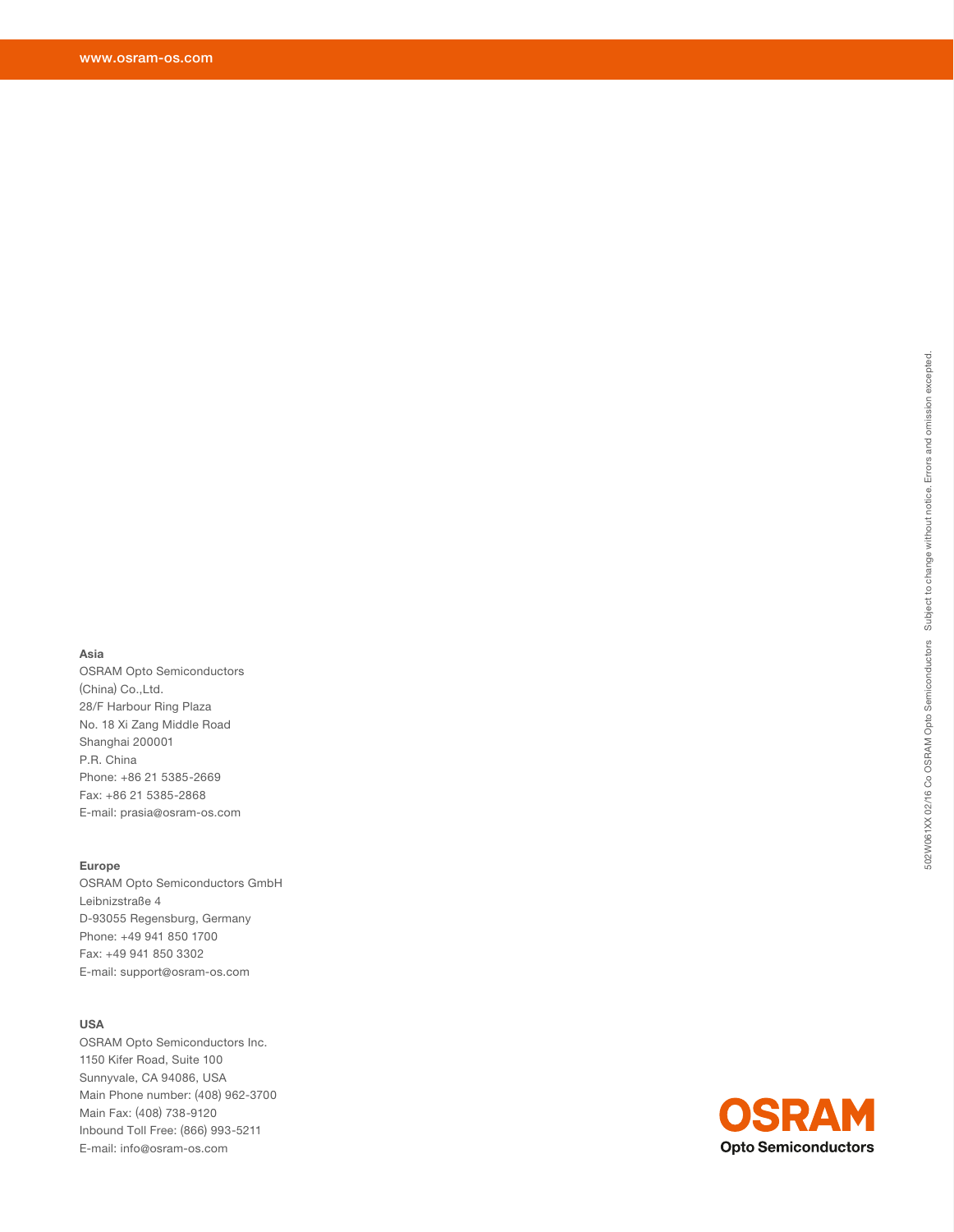www.osram-os.com

**Asia**
OSRAM Opto Semiconductors
(China) Co.,Ltd.
28/F Harbour Ring Plaza
No. 18 Xi Zang Middle Road
Shanghai 200001
P.R. China
Phone: +86 21 5385-2669
Fax: +86 21 5385-2868
E-mail: prasia@osram-os.com

**Europe**
OSRAM Opto Semiconductors GmbH
Leibnizstraße 4
D-93055 Regensburg, Germany
Phone: +49 941 850 1700
Fax: +49 941 850 3302
E-mail: support@osram-os.com

**USA**
OSRAM Opto Semiconductors Inc.
1150 Kifer Road, Suite 100
Sunnyvale, CA 94086, USA
Main Phone number: (408) 962-3700
Main Fax: (408) 738-9120
Inbound Toll Free: (866) 993-5211
E-mail: info@osram-os.com

502W061XX 02/16 Co OSRAM Opto Semiconductors Subject to change without notice. Errors and omission excepted.

**OSRAM**
**Opto Semiconductors**